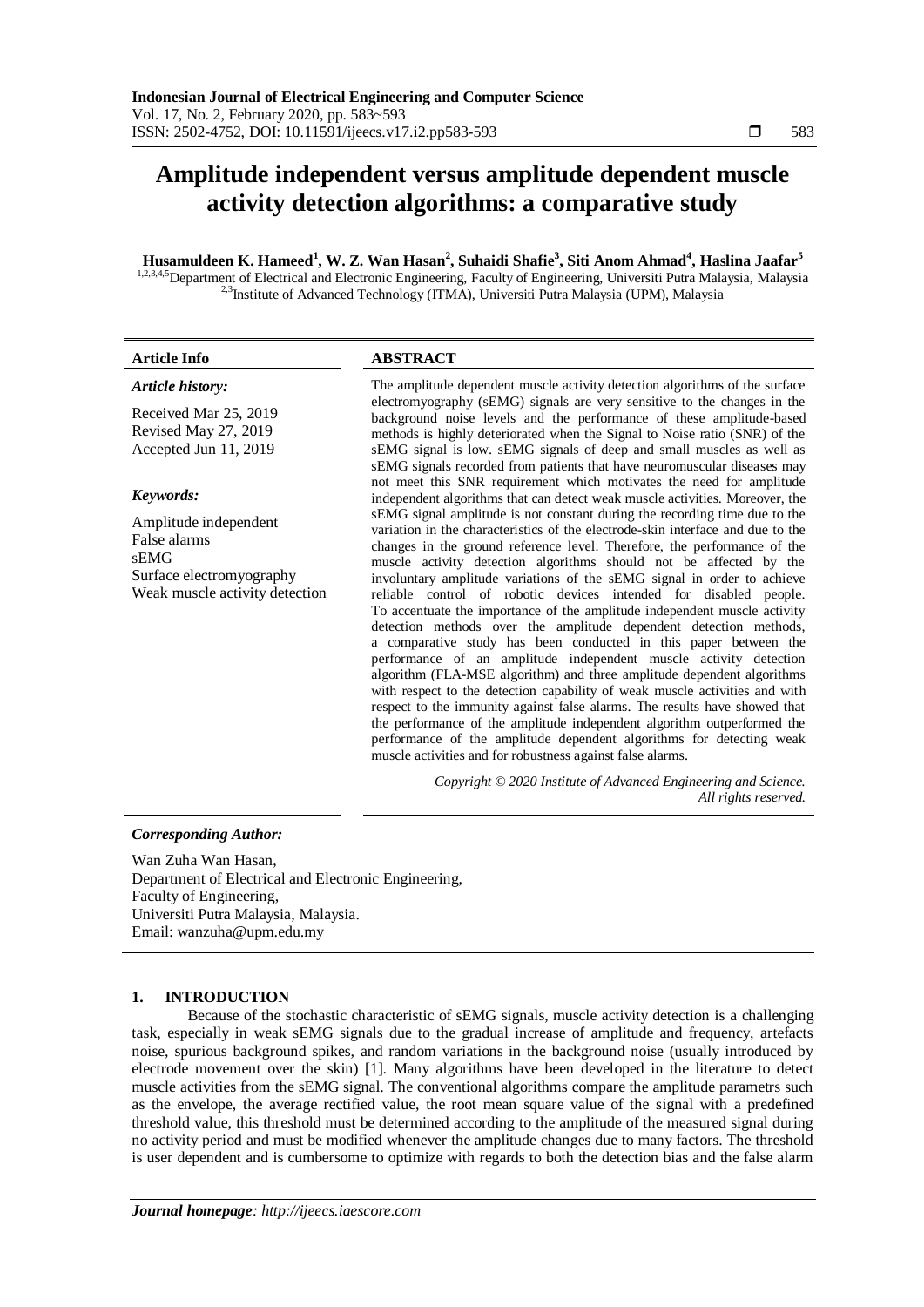# Amplitude independent versus amplitude dependent muscle activity detection algorithms: a comparative study

**Husamuldeen K. Hameed[1], W. Z. Wan Hasan[2], Suhaidi Shafie[3], Siti Anom Ahmad[4], Haslina Jaafar[5]**

[1,2,3,4,5]Department of Electrical and Electronic Engineering, Faculty of Engineering, Universiti Putra Malaysia, Malaysia
[2,3]Institute of Advanced Technology (ITMA), Universiti Putra Malaysia (UPM), Malaysia

**Article Info**

*Article history:*

Received Mar 25, 2019
Revised May 27, 2019
Accepted Jun 11, 2019

*Keywords:*

Amplitude independent
False alarms
sEMG
Surface electromyography
Weak muscle activity detection

**ABSTRACT**

The amplitude dependent muscle activity detection algorithms of the surface electromyography (sEMG) signals are very sensitive to the changes in the background noise levels and the performance of these amplitude-based methods is highly deteriorated when the Signal to Noise ratio (SNR) of the sEMG signal is low. sEMG signals of deep and small muscles as well as sEMG signals recorded from patients that have neuromuscular diseases may not meet this SNR requirement which motivates the need for amplitude independent algorithms that can detect weak muscle activities. Moreover, the sEMG signal amplitude is not constant during the recording time due to the variation in the characteristics of the electrode-skin interface and due to the changes in the ground reference level. Therefore, the performance of the muscle activity detection algorithms should not be affected by the involuntary amplitude variations of the sEMG signal in order to achieve reliable control of robotic devices intended for disabled people. To accentuate the importance of the amplitude independent muscle activity detection methods over the amplitude dependent detection methods, a comparative study has been conducted in this paper between the performance of an amplitude independent muscle activity detection algorithm (FLA-MSE algorithm) and three amplitude dependent algorithms with respect to the detection capability of weak muscle activities and with respect to the immunity against false alarms. The results have showed that the performance of the amplitude independent algorithm outperformed the performance of the amplitude dependent algorithms for detecting weak muscle activities and for robustness against false alarms.

*Copyright © 2020 Institute of Advanced Engineering and Science. All rights reserved.*

***Corresponding Author:***

Wan Zuha Wan Hasan,
Department of Electrical and Electronic Engineering,
Faculty of Engineering,
Universiti Putra Malaysia, Malaysia.
Email: wanzuha@upm.edu.my

## 1. INTRODUCTION

Because of the stochastic characteristic of sEMG signals, muscle activity detection is a challenging task, especially in weak sEMG signals due to the gradual increase of amplitude and frequency, artefacts noise, spurious background spikes, and random variations in the background noise (usually introduced by electrode movement over the skin) [1]. Many algorithms have been developed in the literature to detect muscle activities from the sEMG signal. The conventional algorithms compare the amplitude parametrs such as the envelope, the average rectified value, the root mean square value of the signal with a predefined threshold value, this threshold must be determined according to the amplitude of the measured signal during no activity period and must be modified whenever the amplitude changes due to many factors. The threshold is user dependent and is cumbersome to optimize with regards to both the detection bias and the false alarm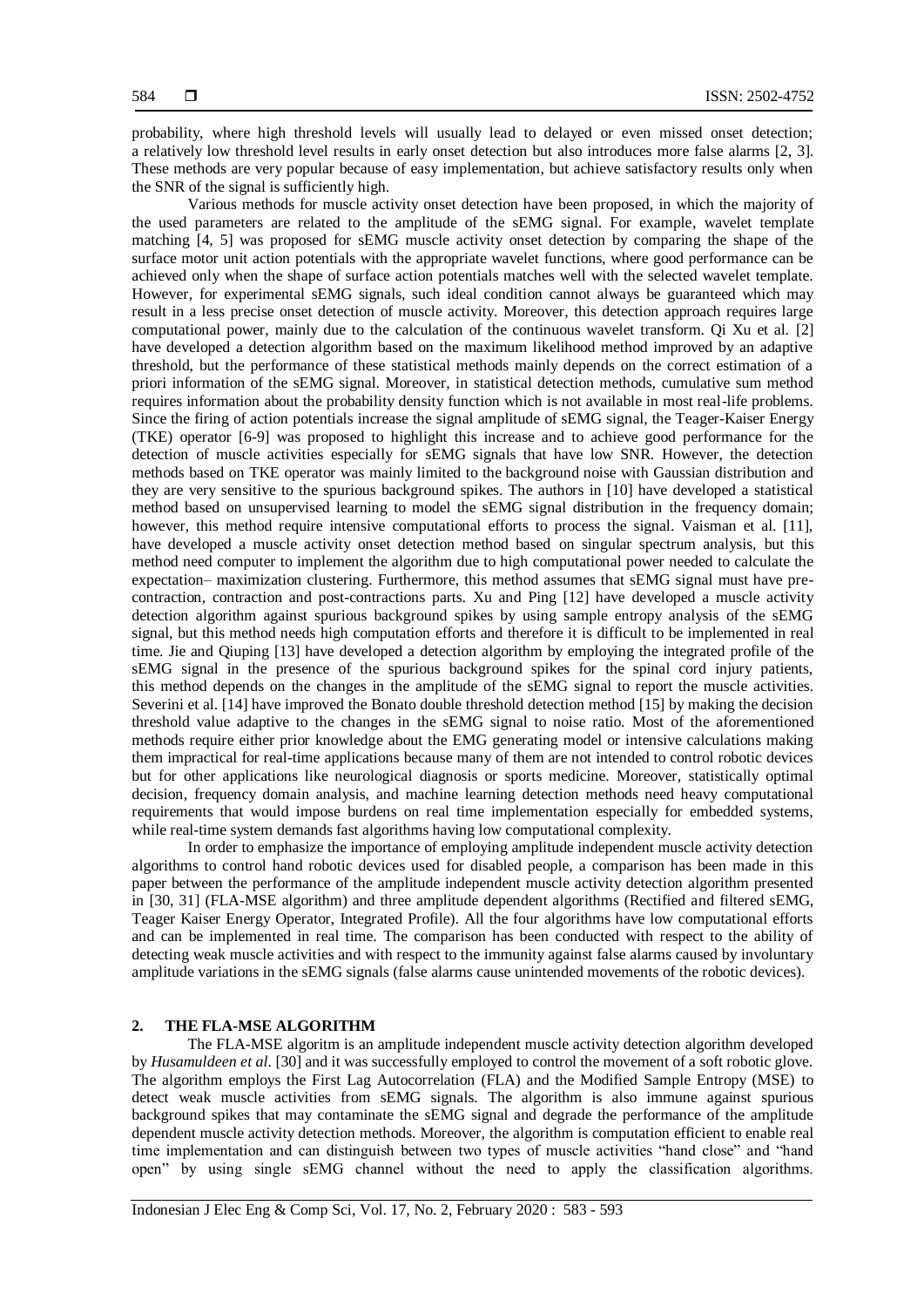probability, where high threshold levels will usually lead to delayed or even missed onset detection; a relatively low threshold level results in early onset detection but also introduces more false alarms [2, 3]. These methods are very popular because of easy implementation, but achieve satisfactory results only when the SNR of the signal is sufficiently high.

Various methods for muscle activity onset detection have been proposed, in which the majority of the used parameters are related to the amplitude of the sEMG signal. For example, wavelet template matching [4, 5] was proposed for sEMG muscle activity onset detection by comparing the shape of the surface motor unit action potentials with the appropriate wavelet functions, where good performance can be achieved only when the shape of surface action potentials matches well with the selected wavelet template. However, for experimental sEMG signals, such ideal condition cannot always be guaranteed which may result in a less precise onset detection of muscle activity. Moreover, this detection approach requires large computational power, mainly due to the calculation of the continuous wavelet transform. Qi Xu et al. [2] have developed a detection algorithm based on the maximum likelihood method improved by an adaptive threshold, but the performance of these statistical methods mainly depends on the correct estimation of a priori information of the sEMG signal. Moreover, in statistical detection methods, cumulative sum method requires information about the probability density function which is not available in most real-life problems. Since the firing of action potentials increase the signal amplitude of sEMG signal, the Teager-Kaiser Energy (TKE) operator [6-9] was proposed to highlight this increase and to achieve good performance for the detection of muscle activities especially for sEMG signals that have low SNR. However, the detection methods based on TKE operator was mainly limited to the background noise with Gaussian distribution and they are very sensitive to the spurious background spikes. The authors in [10] have developed a statistical method based on unsupervised learning to model the sEMG signal distribution in the frequency domain; however, this method require intensive computational efforts to process the signal. Vaisman et al. [11], have developed a muscle activity onset detection method based on singular spectrum analysis, but this method need computer to implement the algorithm due to high computational power needed to calculate the expectation– maximization clustering. Furthermore, this method assumes that sEMG signal must have pre-contraction, contraction and post-contractions parts. Xu and Ping [12] have developed a muscle activity detection algorithm against spurious background spikes by using sample entropy analysis of the sEMG signal, but this method needs high computation efforts and therefore it is difficult to be implemented in real time. Jie and Qiuping [13] have developed a detection algorithm by employing the integrated profile of the sEMG signal in the presence of the spurious background spikes for the spinal cord injury patients, this method depends on the changes in the amplitude of the sEMG signal to report the muscle activities. Severini et al. [14] have improved the Bonato double threshold detection method [15] by making the decision threshold value adaptive to the changes in the sEMG signal to noise ratio. Most of the aforementioned methods require either prior knowledge about the EMG generating model or intensive calculations making them impractical for real-time applications because many of them are not intended to control robotic devices but for other applications like neurological diagnosis or sports medicine. Moreover, statistically optimal decision, frequency domain analysis, and machine learning detection methods need heavy computational requirements that would impose burdens on real time implementation especially for embedded systems, while real-time system demands fast algorithms having low computational complexity.

In order to emphasize the importance of employing amplitude independent muscle activity detection algorithms to control hand robotic devices used for disabled people, a comparison has been made in this paper between the performance of the amplitude independent muscle activity detection algorithm presented in [30, 31] (FLA-MSE algorithm) and three amplitude dependent algorithms (Rectified and filtered sEMG, Teager Kaiser Energy Operator, Integrated Profile). All the four algorithms have low computational efforts and can be implemented in real time. The comparison has been conducted with respect to the ability of detecting weak muscle activities and with respect to the immunity against false alarms caused by involuntary amplitude variations in the sEMG signals (false alarms cause unintended movements of the robotic devices).

## 2. THE FLA-MSE ALGORITHM

The FLA-MSE algoritm is an amplitude independent muscle activity detection algorithm developed by *Husamuldeen et al*. [30] and it was successfully employed to control the movement of a soft robotic glove. The algorithm employs the First Lag Autocorrelation (FLA) and the Modified Sample Entropy (MSE) to detect weak muscle activities from sEMG signals. The algorithm is also immune against spurious background spikes that may contaminate the sEMG signal and degrade the performance of the amplitude dependent muscle activity detection methods. Moreover, the algorithm is computation efficient to enable real time implementation and can distinguish between two types of muscle activities "hand close" and "hand open" by using single sEMG channel without the need to apply the classification algorithms.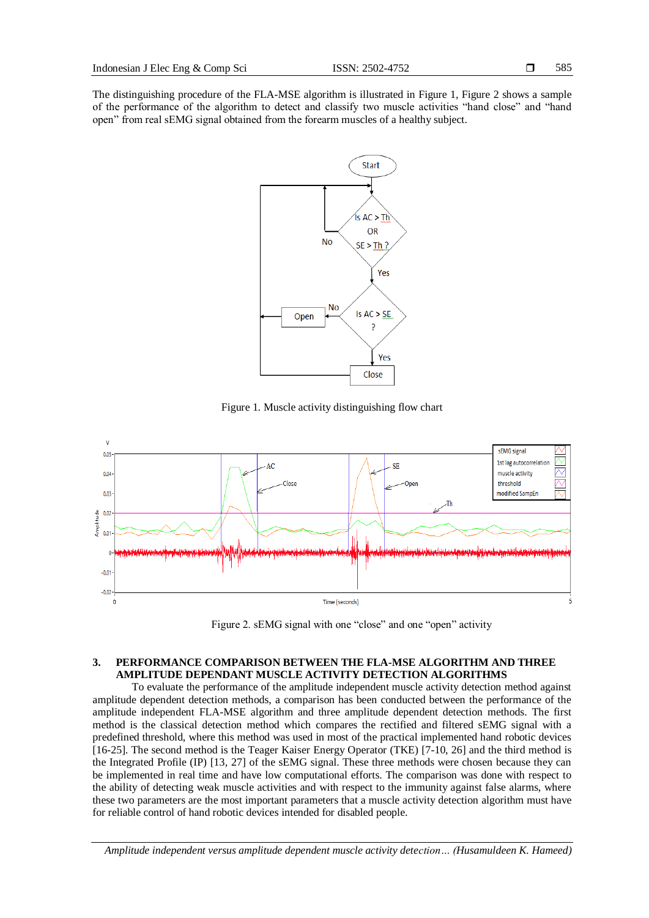The distinguishing procedure of the FLA-MSE algorithm is illustrated in Figure 1, Figure 2 shows a sample of the performance of the algorithm to detect and classify two muscle activities “hand close” and “hand open” from real sEMG signal obtained from the forearm muscles of a healthy subject.

Figure 1. Muscle activity distinguishing flow chart

Figure 2. sEMG signal with one “close” and one “open” activity

## 3. PERFORMANCE COMPARISON BETWEEN THE FLA-MSE ALGORITHM AND THREE AMPLITUDE DEPENDANT MUSCLE ACTIVITY DETECTION ALGORITHMS

To evaluate the performance of the amplitude independent muscle activity detection method against amplitude dependent detection methods, a comparison has been conducted between the performance of the amplitude independent FLA-MSE algorithm and three amplitude dependent detection methods. The first method is the classical detection method which compares the rectified and filtered sEMG signal with a predefined threshold, where this method was used in most of the practical implemented hand robotic devices [16-25]. The second method is the Teager Kaiser Energy Operator (TKE) [7-10, 26] and the third method is the Integrated Profile (IP) [13, 27] of the sEMG signal. These three methods were chosen because they can be implemented in real time and have low computational efforts. The comparison was done with respect to the ability of detecting weak muscle activities and with respect to the immunity against false alarms, where these two parameters are the most important parameters that a muscle activity detection algorithm must have for reliable control of hand robotic devices intended for disabled people.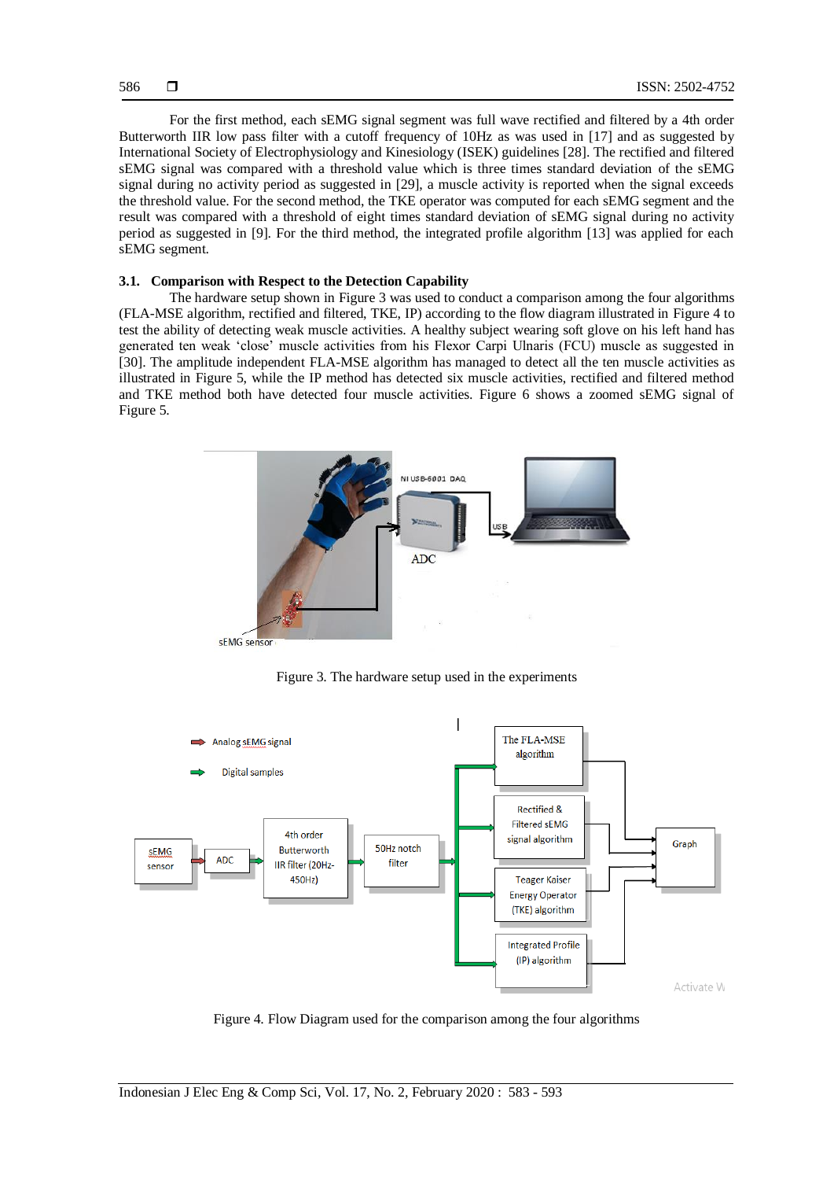For the first method, each sEMG signal segment was full wave rectified and filtered by a 4th order Butterworth IIR low pass filter with a cutoff frequency of 10Hz as was used in [17] and as suggested by International Society of Electrophysiology and Kinesiology (ISEK) guidelines [28]. The rectified and filtered sEMG signal was compared with a threshold value which is three times standard deviation of the sEMG signal during no activity period as suggested in [29], a muscle activity is reported when the signal exceeds the threshold value. For the second method, the TKE operator was computed for each sEMG segment and the result was compared with a threshold of eight times standard deviation of sEMG signal during no activity period as suggested in [9]. For the third method, the integrated profile algorithm [13] was applied for each sEMG segment.

### 3.1. Comparison with Respect to the Detection Capability

The hardware setup shown in Figure 3 was used to conduct a comparison among the four algorithms (FLA-MSE algorithm, rectified and filtered, TKE, IP) according to the flow diagram illustrated in Figure 4 to test the ability of detecting weak muscle activities. A healthy subject wearing soft glove on his left hand has generated ten weak 'close' muscle activities from his Flexor Carpi Ulnaris (FCU) muscle as suggested in [30]. The amplitude independent FLA-MSE algorithm has managed to detect all the ten muscle activities as illustrated in Figure 5, while the IP method has detected six muscle activities, rectified and filtered method and TKE method both have detected four muscle activities. Figure 6 shows a zoomed sEMG signal of Figure 5.

Figure 3. The hardware setup used in the experiments

Figure 4. Flow Diagram used for the comparison among the four algorithms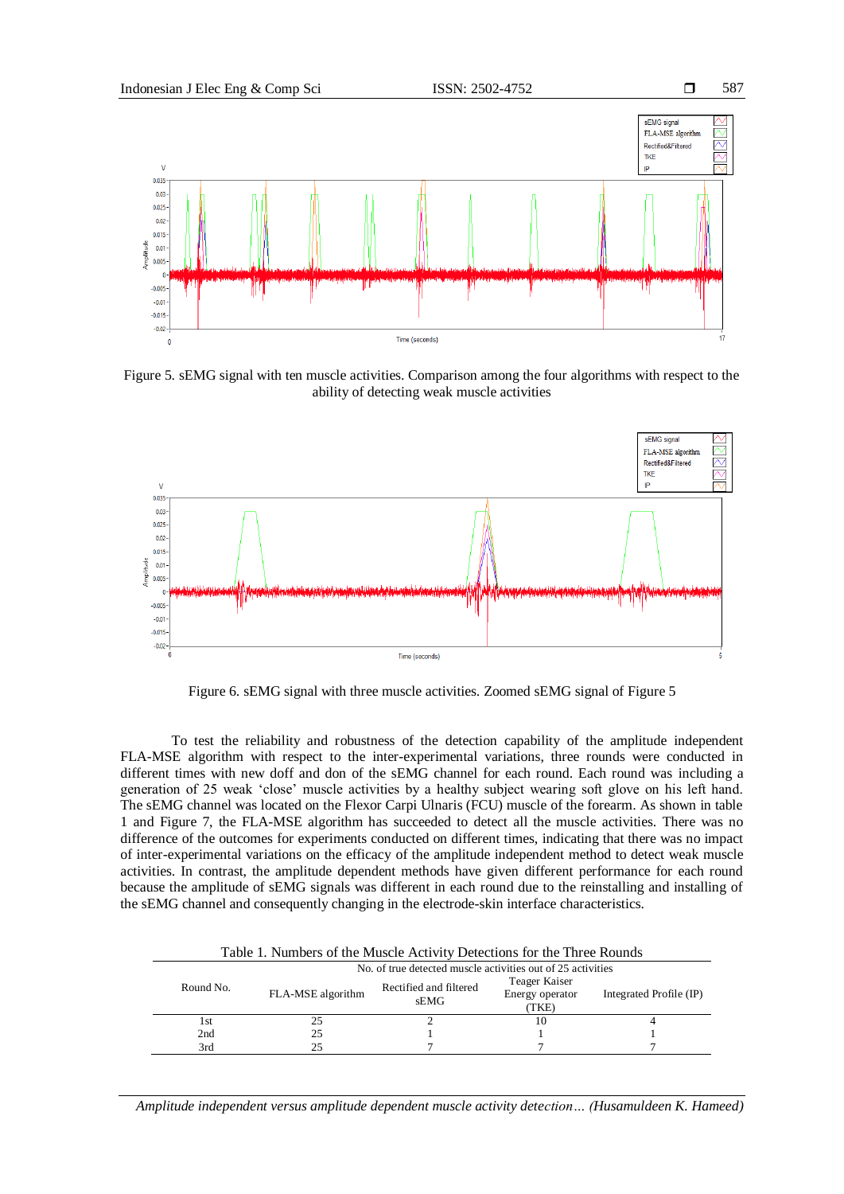Figure 5. sEMG signal with ten muscle activities. Comparison among the four algorithms with respect to the ability of detecting weak muscle activities

Figure 6. sEMG signal with three muscle activities. Zoomed sEMG signal of Figure 5

To test the reliability and robustness of the detection capability of the amplitude independent FLA-MSE algorithm with respect to the inter-experimental variations, three rounds were conducted in different times with new doff and don of the sEMG channel for each round. Each round was including a generation of 25 weak 'close' muscle activities by a healthy subject wearing soft glove on his left hand. The sEMG channel was located on the Flexor Carpi Ulnaris (FCU) muscle of the forearm. As shown in table 1 and Figure 7, the FLA-MSE algorithm has succeeded to detect all the muscle activities. There was no difference of the outcomes for experiments conducted on different times, indicating that there was no impact of inter-experimental variations on the efficacy of the amplitude independent method to detect weak muscle activities. In contrast, the amplitude dependent methods have given different performance for each round because the amplitude of sEMG signals was different in each round due to the reinstalling and installing of the sEMG channel and consequently changing in the electrode-skin interface characteristics.

Table 1. Numbers of the Muscle Activity Detections for the Three Rounds

| Round No. | No. of true detected muscle activities out of 25 activities | | | |
|---|---|---|---|---|
| | FLA-MSE algorithm | Rectified and filtered sEMG | Teager Kaiser Energy operator (TKE) | Integrated Profile (IP) |
| 1st | 25 | 2 | 10 | 4 |
| 2nd | 25 | 1 | 1 | 1 |
| 3rd | 25 | 7 | 7 | 7 |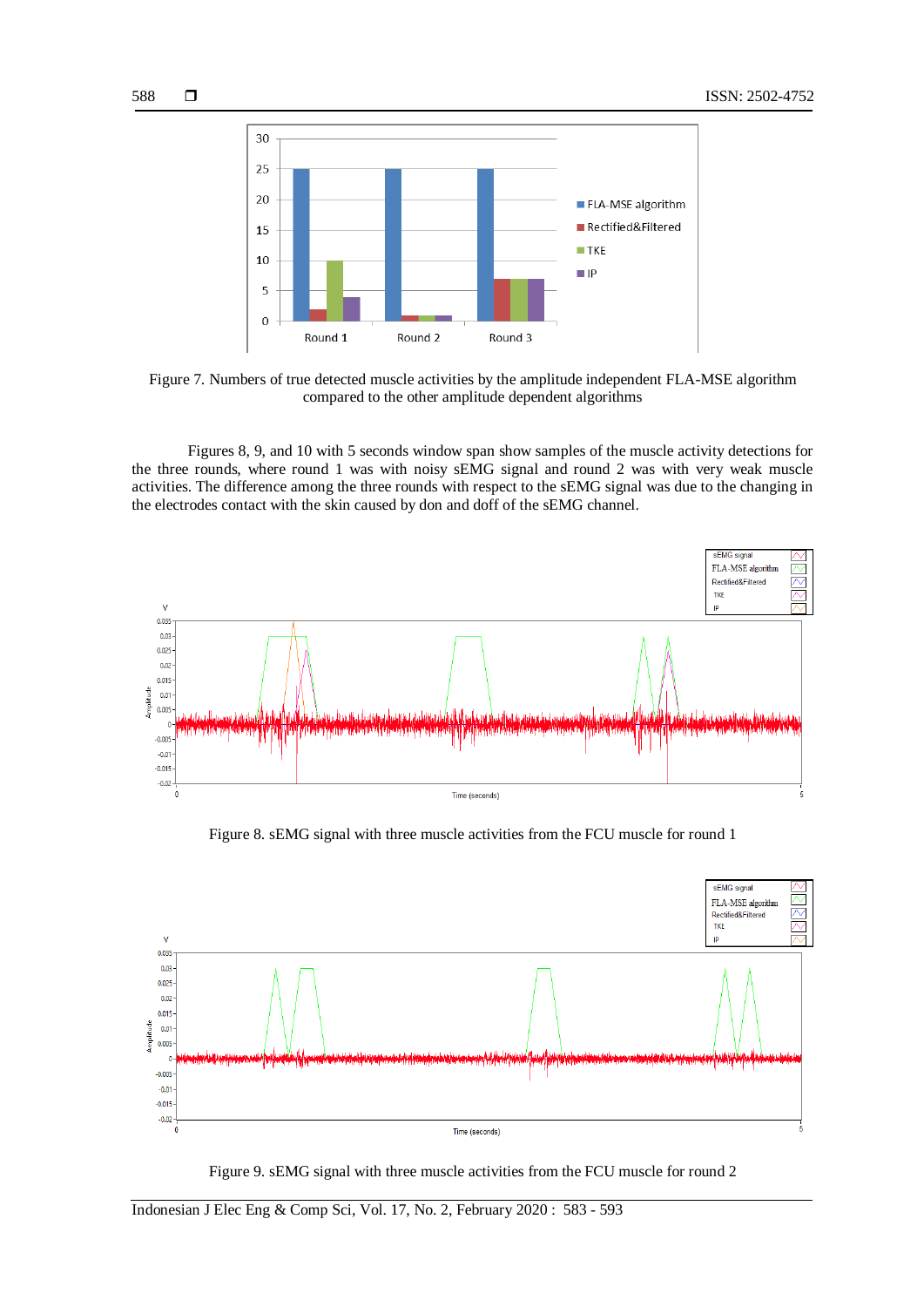Figure 7. Numbers of true detected muscle activities by the amplitude independent FLA-MSE algorithm compared to the other amplitude dependent algorithms

Figures 8, 9, and 10 with 5 seconds window span show samples of the muscle activity detections for the three rounds, where round 1 was with noisy sEMG signal and round 2 was with very weak muscle activities. The difference among the three rounds with respect to the sEMG signal was due to the changing in the electrodes contact with the skin caused by don and doff of the sEMG channel.

Figure 8. sEMG signal with three muscle activities from the FCU muscle for round 1

Figure 9. sEMG signal with three muscle activities from the FCU muscle for round 2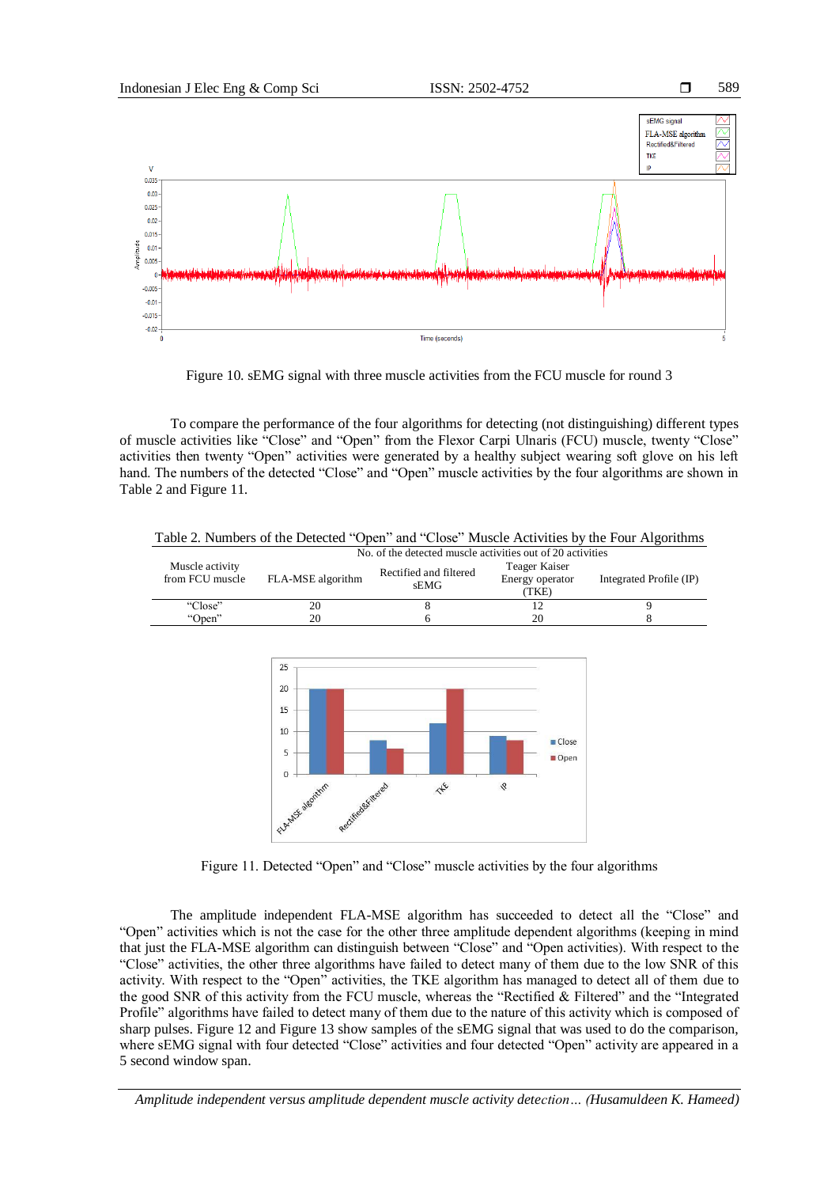Figure 10. sEMG signal with three muscle activities from the FCU muscle for round 3

To compare the performance of the four algorithms for detecting (not distinguishing) different types of muscle activities like "Close" and "Open" from the Flexor Carpi Ulnaris (FCU) muscle, twenty "Close" activities then twenty "Open" activities were generated by a healthy subject wearing soft glove on his left hand. The numbers of the detected "Close" and "Open" muscle activities by the four algorithms are shown in Table 2 and Figure 11.

Table 2. Numbers of the Detected "Open" and "Close" Muscle Activities by the Four Algorithms

| Muscle activity from FCU muscle | No. of the detected muscle activities out of 20 activities | | | |
|---|---|---|---|---|
| | FLA-MSE algorithm | Rectified and filtered sEMG | Teager Kaiser Energy operator (TKE) | Integrated Profile (IP) |
| "Close" | 20 | 8 | 12 | 9 |
| "Open" | 20 | 6 | 20 | 8 |

Figure 11. Detected "Open" and "Close" muscle activities by the four algorithms

The amplitude independent FLA-MSE algorithm has succeeded to detect all the "Close" and "Open" activities which is not the case for the other three amplitude dependent algorithms (keeping in mind that just the FLA-MSE algorithm can distinguish between "Close" and "Open activities). With respect to the "Close" activities, the other three algorithms have failed to detect many of them due to the low SNR of this activity. With respect to the "Open" activities, the TKE algorithm has managed to detect all of them due to the good SNR of this activity from the FCU muscle, whereas the "Rectified & Filtered" and the "Integrated Profile" algorithms have failed to detect many of them due to the nature of this activity which is composed of sharp pulses. Figure 12 and Figure 13 show samples of the sEMG signal that was used to do the comparison, where sEMG signal with four detected "Close" activities and four detected "Open" activity are appeared in a 5 second window span.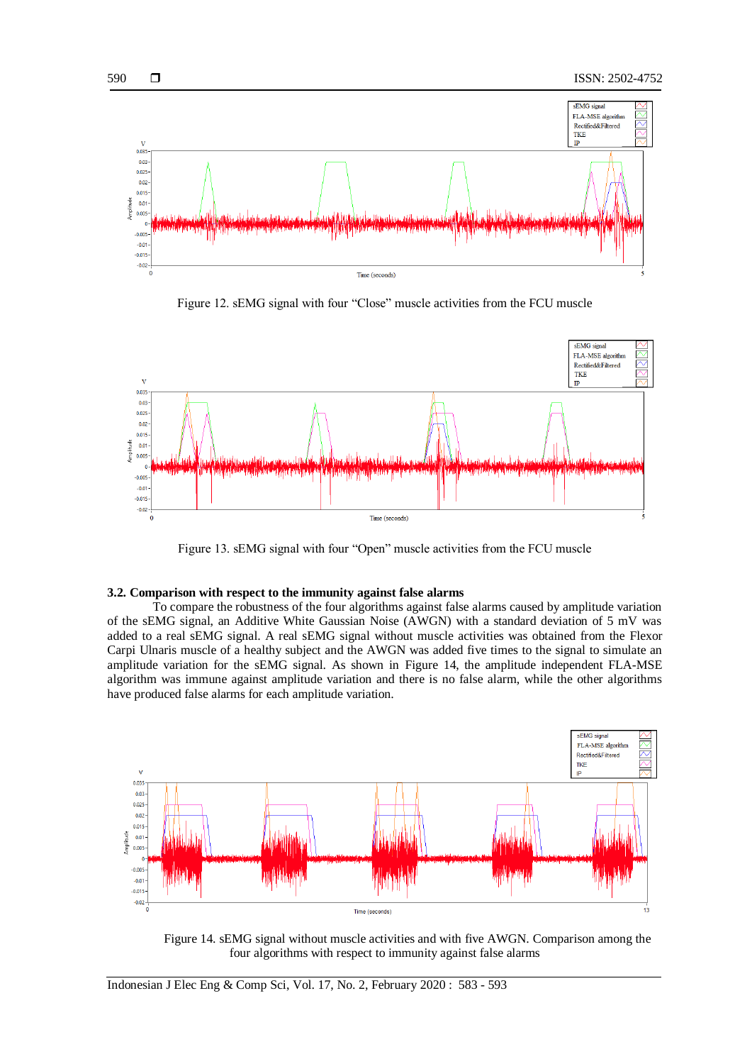Figure 12. sEMG signal with four "Close" muscle activities from the FCU muscle

Figure 13. sEMG signal with four "Open" muscle activities from the FCU muscle

### 3.2. Comparison with respect to the immunity against false alarms

To compare the robustness of the four algorithms against false alarms caused by amplitude variation of the sEMG signal, an Additive White Gaussian Noise (AWGN) with a standard deviation of 5 mV was added to a real sEMG signal. A real sEMG signal without muscle activities was obtained from the Flexor Carpi Ulnaris muscle of a healthy subject and the AWGN was added five times to the signal to simulate an amplitude variation for the sEMG signal. As shown in Figure 14, the amplitude independent FLA-MSE algorithm was immune against amplitude variation and there is no false alarm, while the other algorithms have produced false alarms for each amplitude variation.

Figure 14. sEMG signal without muscle activities and with five AWGN. Comparison among the four algorithms with respect to immunity against false alarms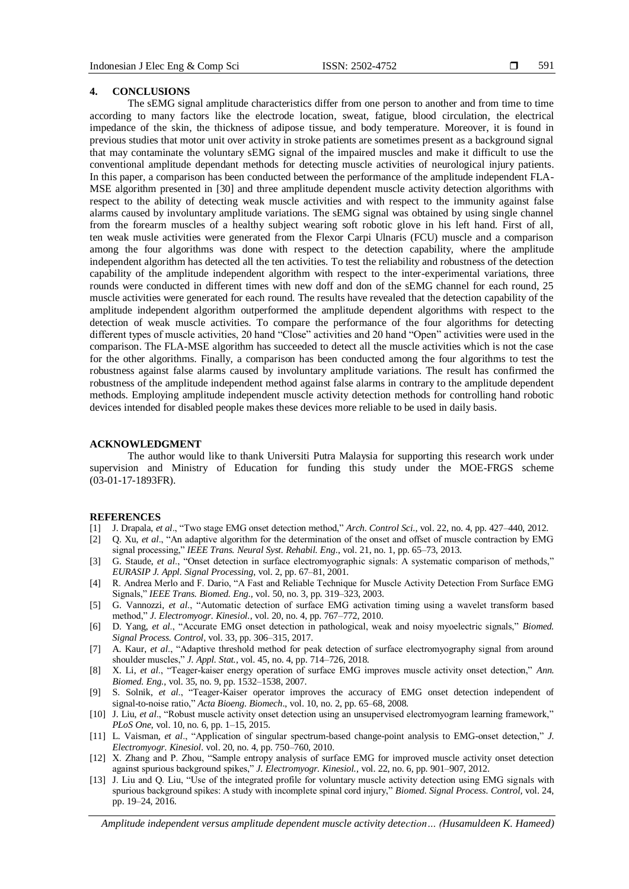## 4. CONCLUSIONS

The sEMG signal amplitude characteristics differ from one person to another and from time to time according to many factors like the electrode location, sweat, fatigue, blood circulation, the electrical impedance of the skin, the thickness of adipose tissue, and body temperature. Moreover, it is found in previous studies that motor unit over activity in stroke patients are sometimes present as a background signal that may contaminate the voluntary sEMG signal of the impaired muscles and make it difficult to use the conventional amplitude dependant methods for detecting muscle activities of neurological injury patients. In this paper, a comparison has been conducted between the performance of the amplitude independent FLA-MSE algorithm presented in [30] and three amplitude dependent muscle activity detection algorithms with respect to the ability of detecting weak muscle activities and with respect to the immunity against false alarms caused by involuntary amplitude variations. The sEMG signal was obtained by using single channel from the forearm muscles of a healthy subject wearing soft robotic glove in his left hand. First of all, ten weak musle activities were generated from the Flexor Carpi Ulnaris (FCU) muscle and a comparison among the four algorithms was done with respect to the detection capability, where the amplitude independent algorithm has detected all the ten activities. To test the reliability and robustness of the detection capability of the amplitude independent algorithm with respect to the inter-experimental variations, three rounds were conducted in different times with new doff and don of the sEMG channel for each round, 25 muscle activities were generated for each round. The results have revealed that the detection capability of the amplitude independent algorithm outperformed the amplitude dependent algorithms with respect to the detection of weak muscle activities. To compare the performance of the four algorithms for detecting different types of muscle activities, 20 hand "Close" activities and 20 hand "Open" activities were used in the comparison. The FLA-MSE algorithm has succeeded to detect all the muscle activities which is not the case for the other algorithms. Finally, a comparison has been conducted among the four algorithms to test the robustness against false alarms caused by involuntary amplitude variations. The result has confirmed the robustness of the amplitude independent method against false alarms in contrary to the amplitude dependent methods. Employing amplitude independent muscle activity detection methods for controlling hand robotic devices intended for disabled people makes these devices more reliable to be used in daily basis.

## ACKNOWLEDGMENT

The author would like to thank Universiti Putra Malaysia for supporting this research work under supervision and Ministry of Education for funding this study under the MOE-FRGS scheme (03-01-17-1893FR).

## REFERENCES

[1] J. Drapala, *et al*., "Two stage EMG onset detection method," *Arch. Control Sci.*, vol. 22, no. 4, pp. 427–440, 2012.

[2] Q. Xu, *et al*., "An adaptive algorithm for the determination of the onset and offset of muscle contraction by EMG signal processing," *IEEE Trans. Neural Syst. Rehabil. Eng*., vol. 21, no. 1, pp. 65–73, 2013.

[3] G. Staude, *et al*., "Onset detection in surface electromyographic signals: A systematic comparison of methods," *EURASIP J. Appl. Signal Processing*, vol. 2, pp. 67–81, 2001.

[4] R. Andrea Merlo and F. Dario, "A Fast and Reliable Technique for Muscle Activity Detection From Surface EMG Signals," *IEEE Trans. Biomed. Eng.*, vol. 50, no. 3, pp. 319–323, 2003.

[5] G. Vannozzi, *et al*., "Automatic detection of surface EMG activation timing using a wavelet transform based method," *J. Electromyogr. Kinesiol.*, vol. 20, no. 4, pp. 767–772, 2010.

[6] D. Yang, *et al*., "Accurate EMG onset detection in pathological, weak and noisy myoelectric signals," *Biomed. Signal Process. Control*, vol. 33, pp. 306–315, 2017.

[7] A. Kaur, *et al*., "Adaptive threshold method for peak detection of surface electromyography signal from around shoulder muscles," *J. Appl. Stat.*, vol. 45, no. 4, pp. 714–726, 2018.

[8] X. Li, *et al*., "Teager-kaiser energy operation of surface EMG improves muscle activity onset detection," *Ann. Biomed. Eng.*, vol. 35, no. 9, pp. 1532–1538, 2007.

[9] S. Solnik, *et al*., "Teager-Kaiser operator improves the accuracy of EMG onset detection independent of signal-to-noise ratio," *Acta Bioeng. Biomech*., vol. 10, no. 2, pp. 65–68, 2008.

[10] J. Liu, *et al*., "Robust muscle activity onset detection using an unsupervised electromyogram learning framework," *PLoS One*, vol. 10, no. 6, pp. 1–15, 2015.

[11] L. Vaisman, *et al*., "Application of singular spectrum-based change-point analysis to EMG-onset detection," *J. Electromyogr. Kinesiol*. vol. 20, no. 4, pp. 750–760, 2010.

[12] X. Zhang and P. Zhou, "Sample entropy analysis of surface EMG for improved muscle activity onset detection against spurious background spikes," *J. Electromyogr. Kinesiol.*, vol. 22, no. 6, pp. 901–907, 2012.

[13] J. Liu and Q. Liu, "Use of the integrated profile for voluntary muscle activity detection using EMG signals with spurious background spikes: A study with incomplete spinal cord injury," *Biomed. Signal Process. Control*, vol. 24, pp. 19–24, 2016.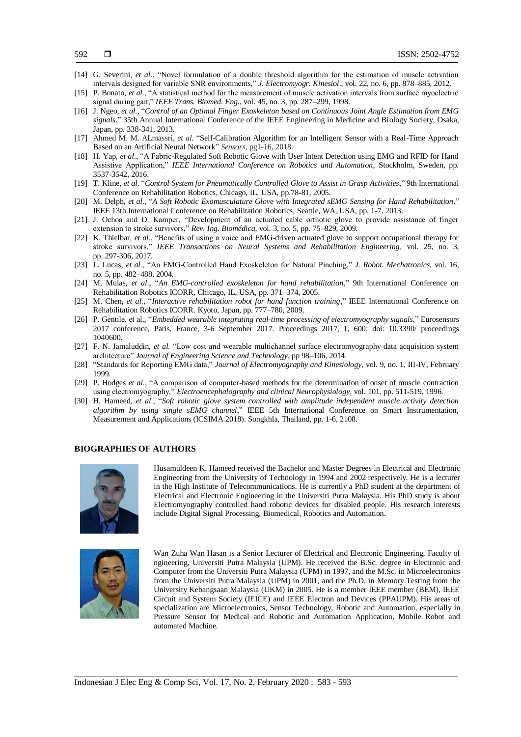[14] G. Severini, *et al*., "Novel formulation of a double threshold algorithm for the estimation of muscle activation intervals designed for variable SNR environments," *J. Electromyogr. Kinesiol*., vol. 22, no. 6, pp. 878–885, 2012.

[15] P. Bonato, *et al*., "A statistical method for the measurement of muscle activation intervals from surface myoelectric signal during gait," *IEEE Trans. Biomed. Eng.*, vol. 45, no. 3, pp. 287–299, 1998.

[16] J. Ngeo, *et al*., "*Control of an Optimal Finger Exoskeleton based on Continuous Joint Angle Estimation from EMG signals*," 35th Annual International Conference of the IEEE Engineering in Medicine and Biology Society, Osaka, Japan, pp. 338-341, 2013.

[17] Ahmed M. M. ALmassri, *et al.* "Self-Calibration Algorithm for an Intelligent Sensor with a Real-Time Approach Based on an Artificial Neural Network" *Sensors*, pg1-16, 2018.

[18] H. Yap, *et al*., "A Fabric-Regulated Soft Robotic Glove with User Intent Detection using EMG and RFID for Hand Assistive Application," *IEEE International Conference on Robotics and Automation*, Stockholm, Sweden, pp. 3537-3542, 2016.

[19] T. Kline, *et al*. "*Control System for Pneumatically Controlled Glove to Assist in Grasp Activities*," 9th International Conference on Rehabilitation Robotics, Chicago, IL, USA, pp.78-81, 2005.

[20] M. Delph, *et al*., "*A Soft Robotic Exomusculature Glove with Integrated sEMG Sensing for Hand Rehabilitation*," IEEE 13th International Conference on Rehabilitation Robotics, Seattle, WA, USA, pp. 1-7, 2013.

[21] J. Ochoa and D. Kamper, "Development of an actuated cable orthotic glove to provide assistance of finger extension to stroke survivors," *Rev. Ing. Biomédica*, vol. 3, no. 5, pp. 75–829, 2009.

[22] K. Thielbar, *et al*., "Benefits of using a voice and EMG-driven actuated glove to support occupational therapy for stroke survivors," *IEEE Transactions on Neural Systems and Rehabilitation Engineering*, vol. 25, no. 3, pp. 297-306, 2017.

[23] L. Lucas, *et al*., "An EMG-Controlled Hand Exoskeleton for Natural Pinching," *J. Robot. Mechatronics*, vol. 16, no. 5, pp. 482–488, 2004.

[24] M. Mulas, *et al*., "*An EMG-controlled exoskeleton for hand rehabilitation*," 9th International Conference on Rehabilitation Robotics ICORR, Chicago, IL, USA, pp. 371–374, 2005.

[25] M. Chen, *et al*., "*Interactive rehabilitation robot for hand function training*," IEEE International Conference on Rehabilitation Robotics ICORR. Kyoto, Japan, pp. 777–780, 2009.

[26] P. Gentile, et al., "*Embedded wearable integrating real-time processing of electromyography signals*," Eurosensors 2017 conference, Paris, France, 3-6 September 2017. Proceedings 2017, 1, 600; doi: 10.3390/ proceedings 1040600.

[27] F. N. Jamaluddin, *et al.* "Low cost and wearable multichannel surface electromyography data acquisition system architecture" *Journal of Engineering Science and Technology*, pp 98–106, 2014.

[28] "Standards for Reporting EMG data," *Journal of Electromyography and Kinesiology*, vol. 9, no. 1, III-IV, February 1999.

[29] P. Hodges *et al*., "A comparison of computer-based methods for the determination of onset of muscle contraction using electromyography," *Electroencephalography and clinical Neurophysiology*, vol. 101, pp. 511-519, 1996.

[30] H. Hameed, *et al*., "*Soft robotic glove system controlled with amplitude independent muscle activity detection algorithm by using single sEMG channel*," IEEE 5th International Conference on Smart Instrumentation, Measurement and Applications (ICSIMA 2018). Songkhla, Thailand, pp. 1-6, 2108.

## BIOGRAPHIES OF AUTHORS

Husamuldeen K. Hameed received the Bachelor and Master Degrees in Electrical and Electronic Engineering from the University of Technology in 1994 and 2002 respectively. He is a lecturer in the High Institute of Telecommunications. He is currently a PhD student at the department of Electrical and Electronic Engineering in the Universiti Putra Malaysia. His PhD study is about Electromyography controlled hand robotic devices for disabled people. His research interests include Digital Signal Processing, Biomedical, Robotics and Automation.

Wan Zuha Wan Hasan is a Senior Lecturer of Electrical and Electronic Engineering, Faculty of ngineering, Universiti Putra Malaysia (UPM). He received the B.Sc. degree in Electronic and Computer from the Universiti Putra Malaysia (UPM) in 1997, and the M.Sc. in Microelectronics from the Universiti Putra Malaysia (UPM) in 2001, and the Ph.D. in Memory Testing from the University Kebangsaan Malaysia (UKM) in 2005. He is a member IEEE member (BEM), IEEE Circuit and System Society (IEICE) and IEEE Electron and Devices (PPAUPM). His areas of specialization are Microelectronics, Sensor Technology, Robotic and Automation, especially in Pressure Sensor for Medical and Robotic and Automation Application, Mobile Robot and automated Machine.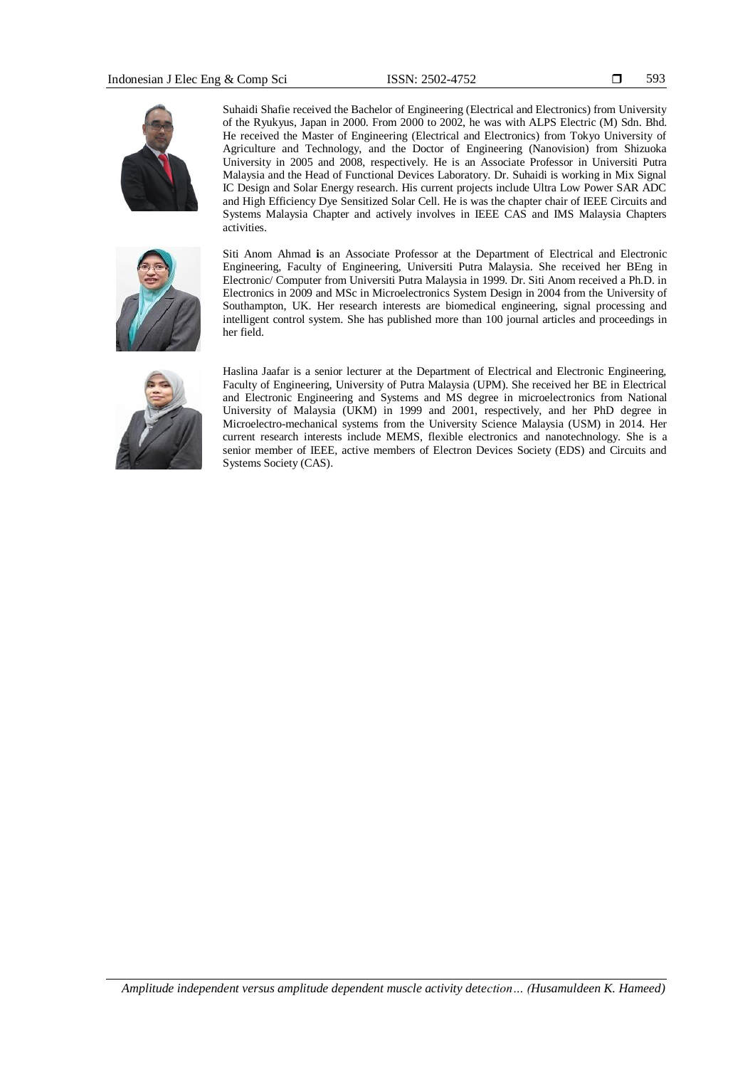Suhaidi Shafie received the Bachelor of Engineering (Electrical and Electronics) from University of the Ryukyus, Japan in 2000. From 2000 to 2002, he was with ALPS Electric (M) Sdn. Bhd. He received the Master of Engineering (Electrical and Electronics) from Tokyo University of Agriculture and Technology, and the Doctor of Engineering (Nanovision) from Shizuoka University in 2005 and 2008, respectively. He is an Associate Professor in Universiti Putra Malaysia and the Head of Functional Devices Laboratory. Dr. Suhaidi is working in Mix Signal IC Design and Solar Energy research. His current projects include Ultra Low Power SAR ADC and High Efficiency Dye Sensitized Solar Cell. He is was the chapter chair of IEEE Circuits and Systems Malaysia Chapter and actively involves in IEEE CAS and IMS Malaysia Chapters activities.

Siti Anom Ahmad **i**s an Associate Professor at the Department of Electrical and Electronic Engineering, Faculty of Engineering, Universiti Putra Malaysia. She received her BEng in Electronic/ Computer from Universiti Putra Malaysia in 1999. Dr. Siti Anom received a Ph.D. in Electronics in 2009 and MSc in Microelectronics System Design in 2004 from the University of Southampton, UK. Her research interests are biomedical engineering, signal processing and intelligent control system. She has published more than 100 journal articles and proceedings in her field.

Haslina Jaafar is a senior lecturer at the Department of Electrical and Electronic Engineering, Faculty of Engineering, University of Putra Malaysia (UPM). She received her BE in Electrical and Electronic Engineering and Systems and MS degree in microelectronics from National University of Malaysia (UKM) in 1999 and 2001, respectively, and her PhD degree in Microelectro-mechanical systems from the University Science Malaysia (USM) in 2014. Her current research interests include MEMS, flexible electronics and nanotechnology. She is a senior member of IEEE, active members of Electron Devices Society (EDS) and Circuits and Systems Society (CAS).